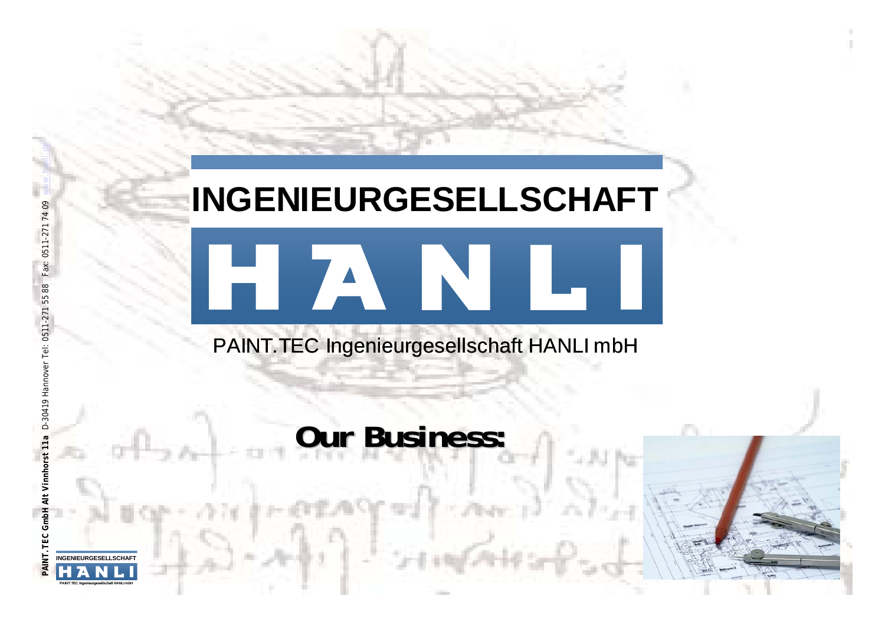# INGENIEURGESELLSCHAFT

# HANLI

PAINT.TEC Ingenieurgesellschaft HANLI mbH

## Our Business:

**PAINT.TEC GmbH Alt Vinnhorst 11a** D-30419 Hannover Tel: 0511-271 55 88 Fax: 0511-271 74 09 www.hanli.de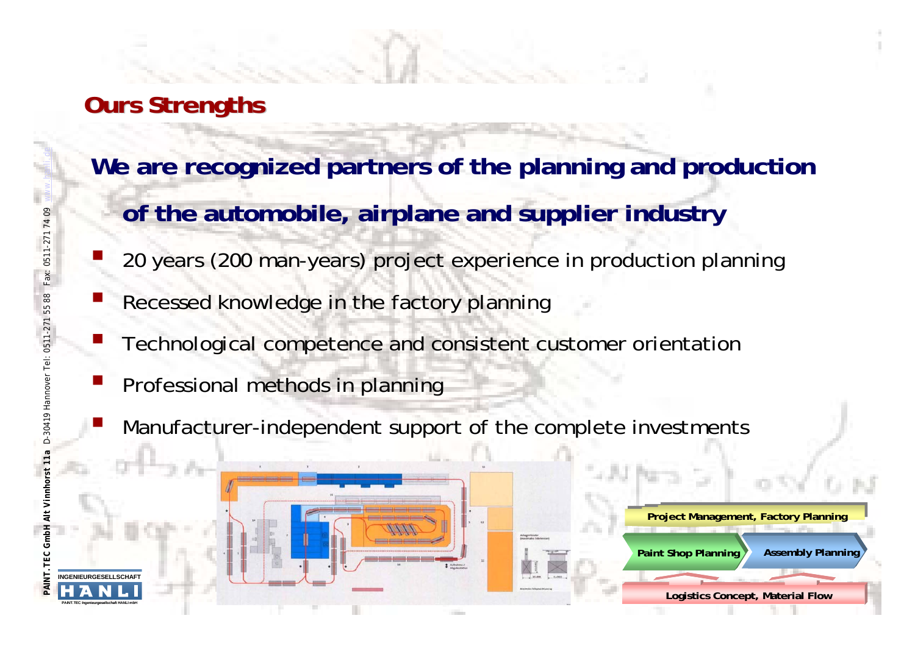## Ours Strengths

**We are recognized partners of the planning and production of the automobile, airplane and supplier industry**

- 20 years (200 man-years) project experience in production planning
- Recessed knowledge in the factory planning
- Technological competence and consistent customer orientation
- Professional methods in planning
- Manufacturer-independent support of the complete investments

Project Management, Factory Planning

Paint Shop Planning

Assembly Planning

Logistics Concept, Material Flow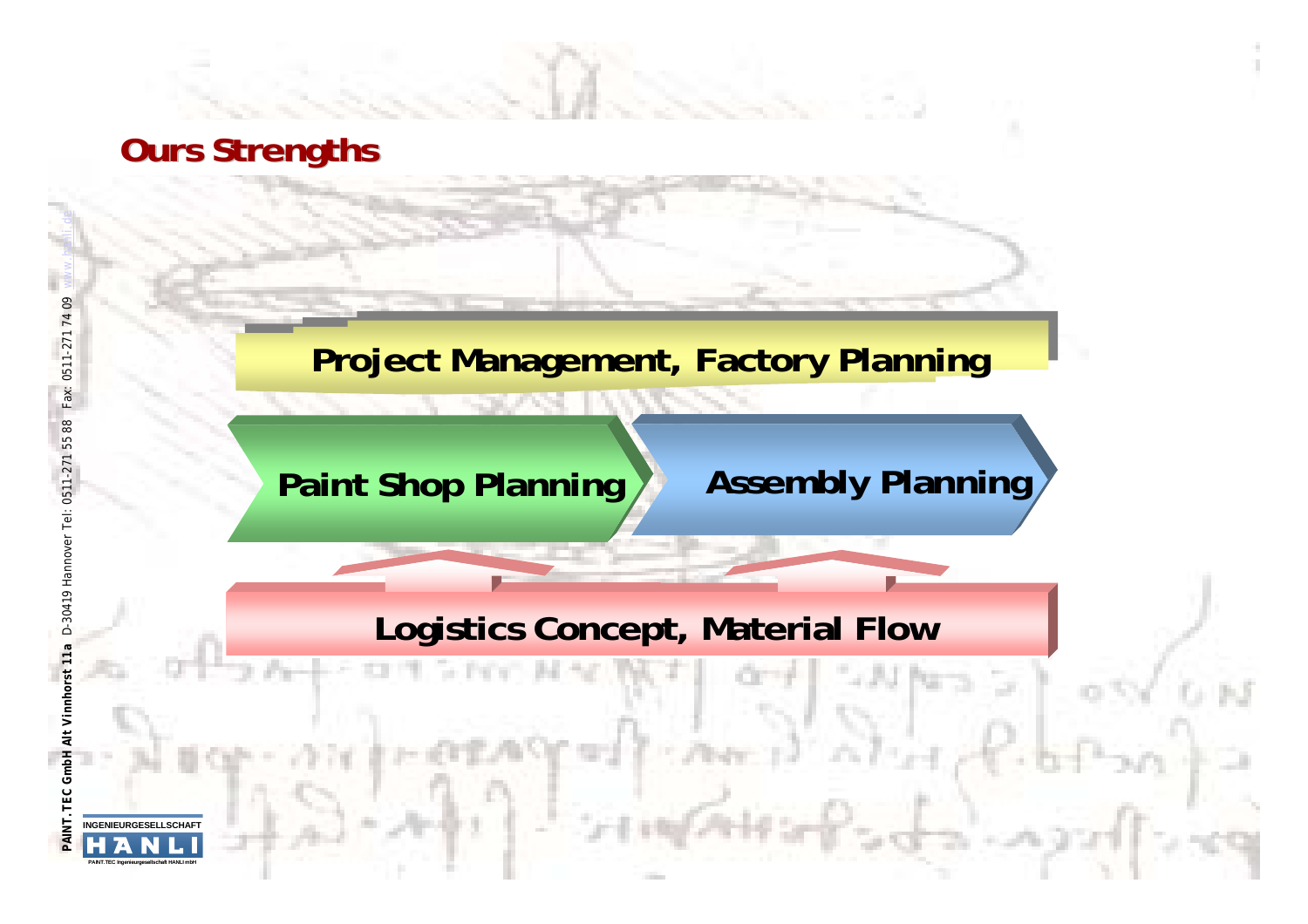# Ours Strengths

**Project Management, Factory Planning**

**Paint Shop Planning**

**Assembly Planning**

**Logistics Concept, Material Flow**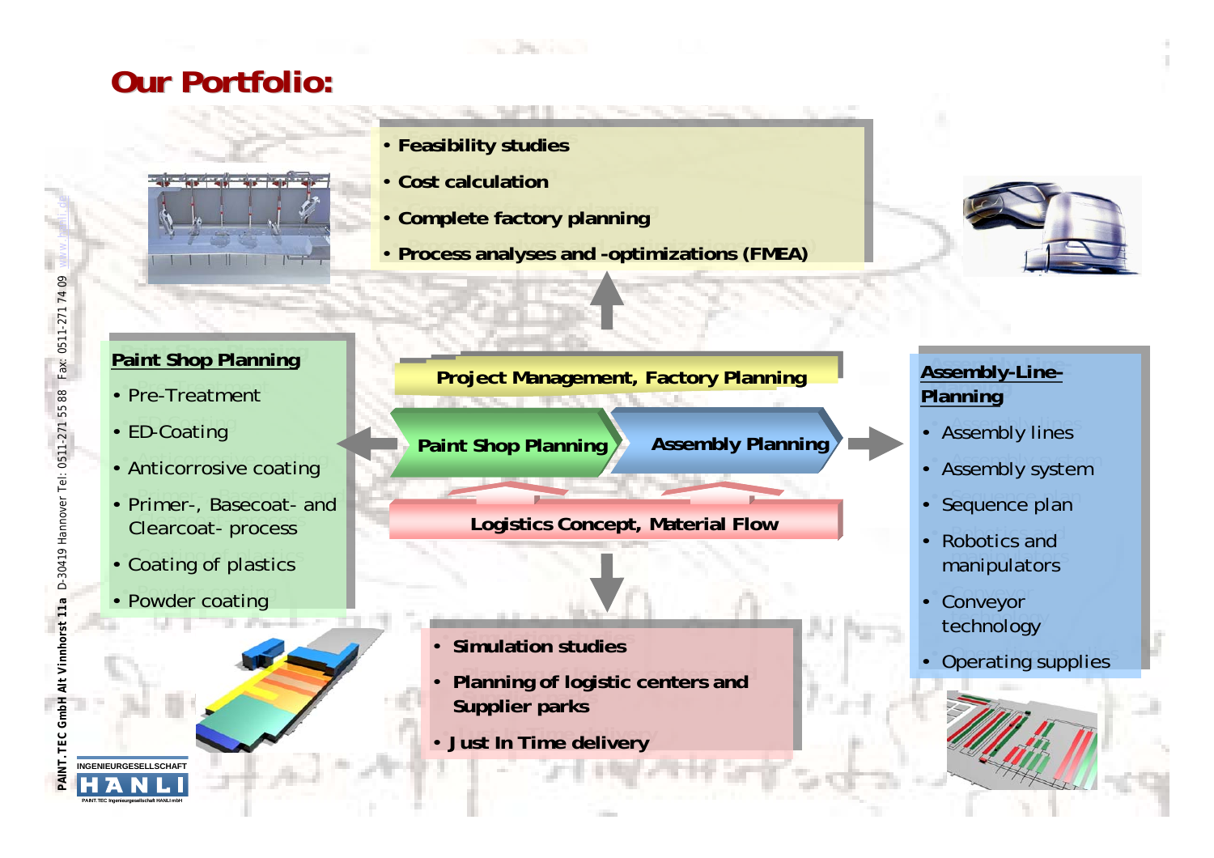# Our Portfolio:

- Feasibility studies
- Cost calculation
- Complete factory planning
- Process analyses and -optimizations (FMEA)

**Project Management, Factory Planning**

**Paint Shop Planning** | **Assembly Planning**

**Logistics Concept, Material Flow**

## Paint Shop Planning

- Pre-Treatment
- ED-Coating
- Anticorrosive coating
- Primer-, Basecoat- and Clearcoat- process
- Coating of plastics
- Powder coating

## Assembly-Line-Planning

- Assembly lines
- Assembly system
- Sequence plan
- Robotics and manipulators
- Conveyor technology
- Operating supplies

- Simulation studies
- Planning of logistic centers and Supplier parks
- Just In Time delivery

PAINT.TEC GmbH Alt Vinnhorst 11a D-30419 Hannover Tel: 0511-271 55 88 Fax: 0511-271 74 09 www.hanli.de

INGENIEURGESELLSCHAFT HANLI

PAINT.TEC Ingenieurgesellschaft HANLI mbH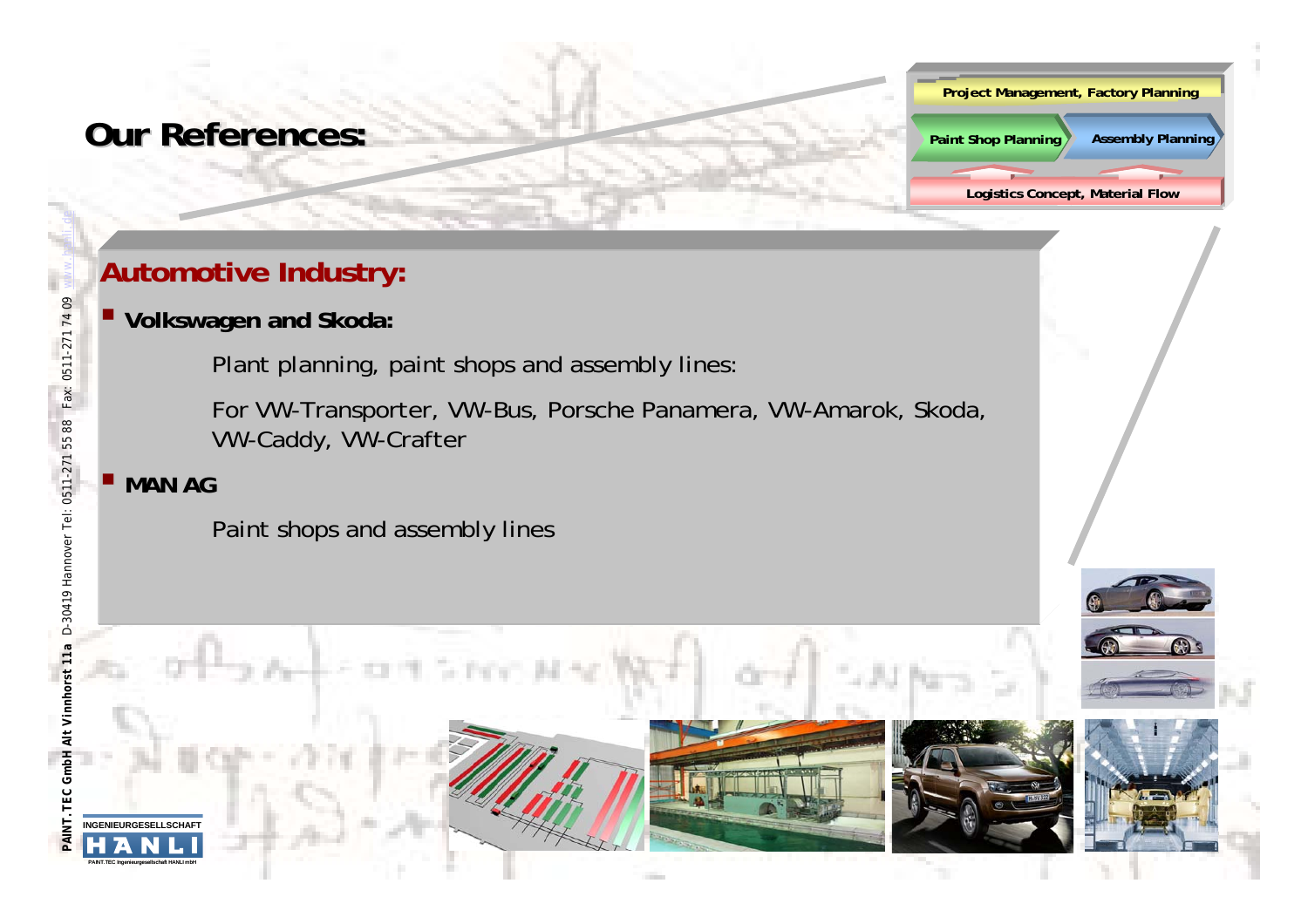# Our References:

Project Management, Factory Planning

Paint Shop Planning | Assembly Planning

Logistics Concept, Material Flow

## Automotive Industry:

- **Volkswagen and Skoda:**

  Plant planning, paint shops and assembly lines:

  For VW-Transporter, VW-Bus, Porsche Panamera, VW-Amarok, Skoda, VW-Caddy, VW-Crafter

- **MAN AG**

  Paint shops and assembly lines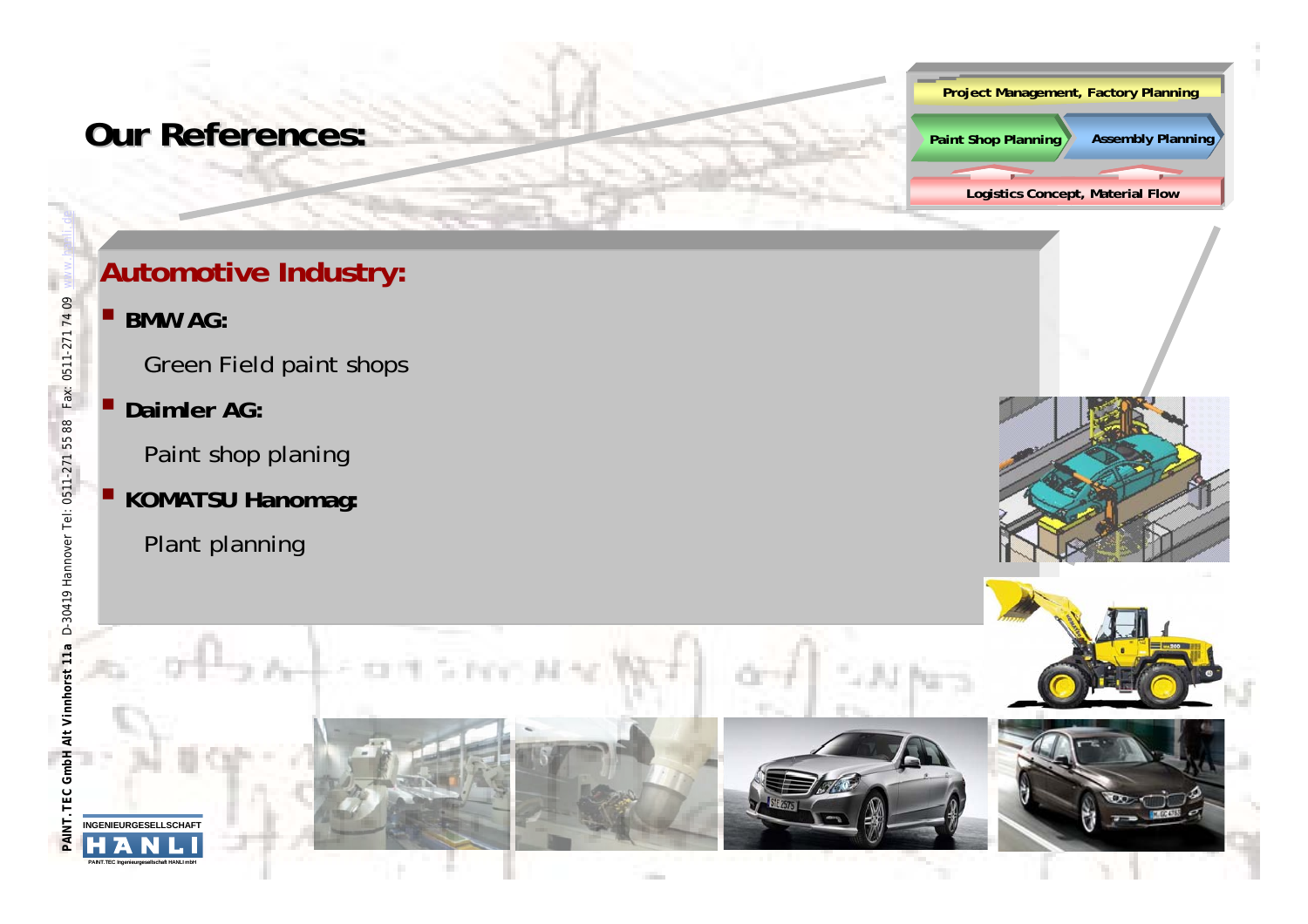# Our References:

Project Management, Factory Planning

Paint Shop Planning | Assembly Planning

Logistics Concept, Material Flow

## Automotive Industry:

- **BMW AG:**

  Green Field paint shops

- **Daimler AG:**

  Paint shop planing

- **KOMATSU Hanomag:**

  Plant planning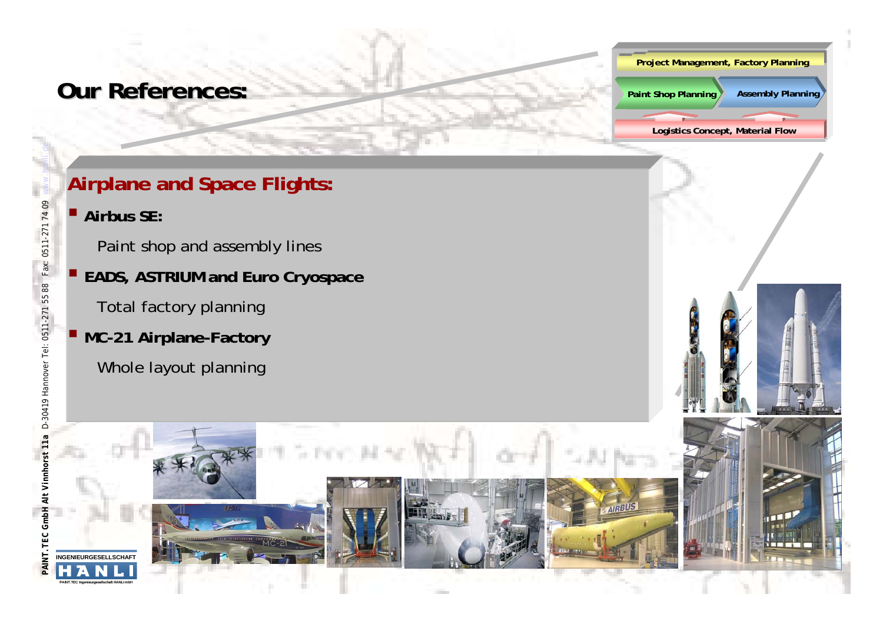# Our References:

Project Management, Factory Planning

Paint Shop Planning | Assembly Planning

Logistics Concept, Material Flow

## Airplane and Space Flights:

- **Airbus SE:**

  Paint shop and assembly lines

- **EADS, ASTRIUM and Euro Cryospace**

  Total factory planning

- **MC-21 Airplane-Factory**

  Whole layout planning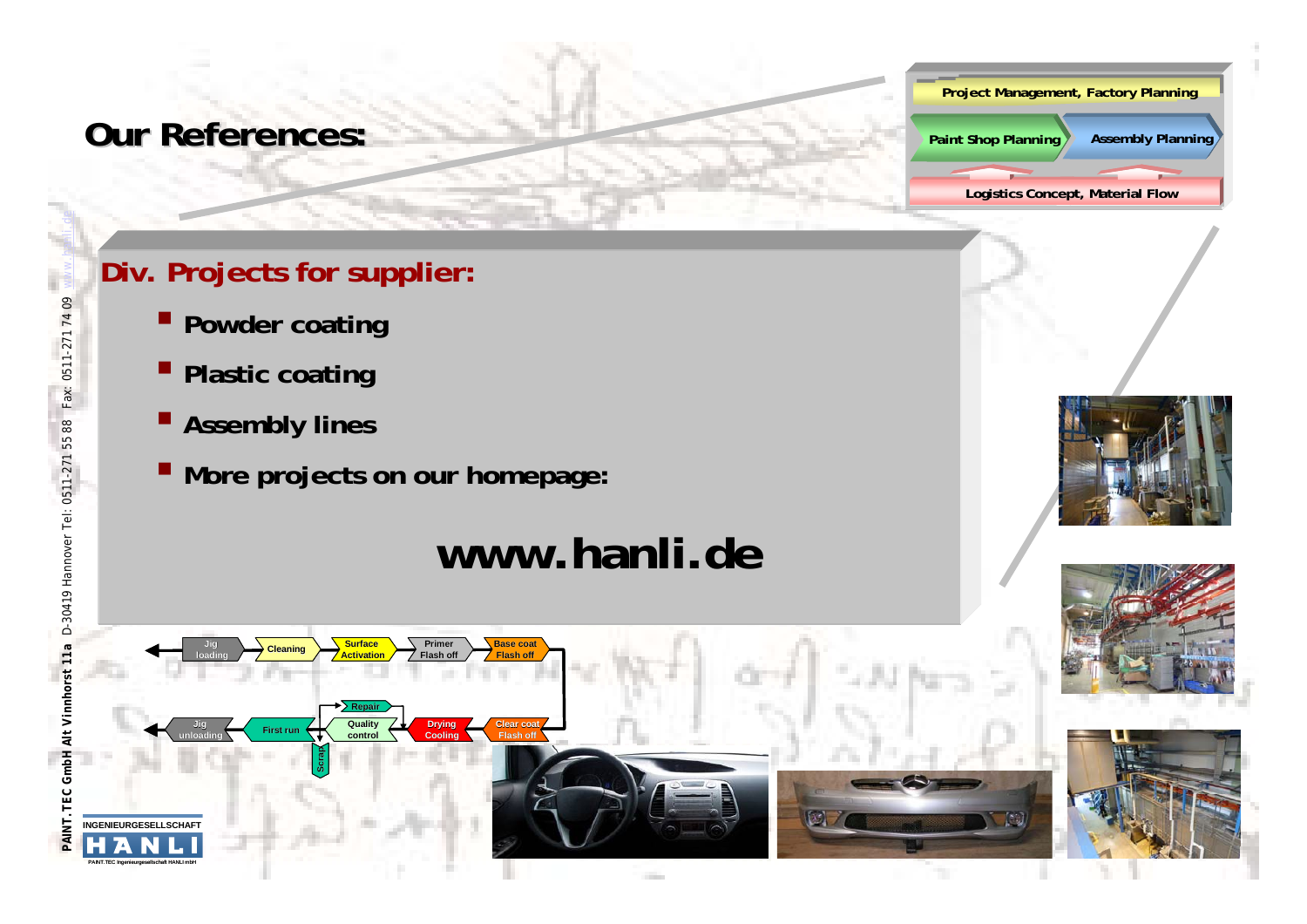# Our References:

Project Management, Factory Planning

Paint Shop Planning | Assembly Planning

Logistics Concept, Material Flow

## Div. Projects for supplier:

- **Powder coating**
- **Plastic coating**
- **Assembly lines**
- **More projects on our homepage:**

# www.hanli.de

Jig loading → Cleaning → Surface Activation → Primer Flash off → Base coat Flash off → Clear coat Flash off → Drying Cooling → Quality control → First run → Jig unloading

Repair | Scrap

PAINT.TEC GmbH Alt Vinnhorst 11a D-30419 Hannover Tel: 0511-271 55 88 Fax: 0511-271 74 09 www.hanli.de

INGENIEURGESELLSCHAFT HANLI

PAINT.TEC Ingenieurgesellschaft HANLI mbH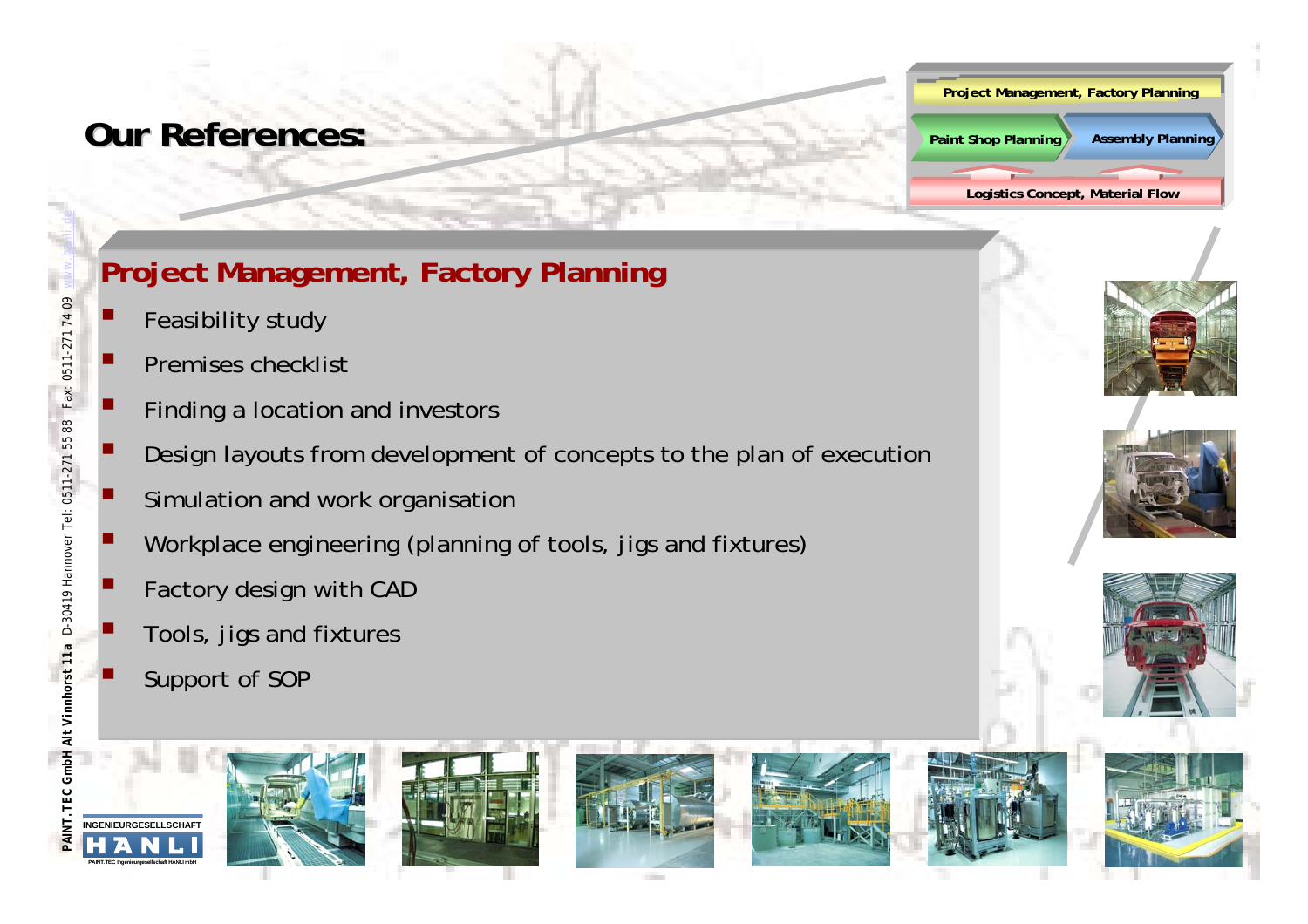# Our References:

Project Management, Factory Planning

Paint Shop Planning | Assembly Planning

Logistics Concept, Material Flow

## Project Management, Factory Planning

- Feasibility study
- Premises checklist
- Finding a location and investors
- Design layouts from development of concepts to the plan of execution
- Simulation and work organisation
- Workplace engineering (planning of tools, jigs and fixtures)
- Factory design with CAD
- Tools, jigs and fixtures
- Support of SOP

INGENIEURGESELLSCHAFT HANLI

PAINT.TEC Ingenieurgesellschaft HANLI mbH

PAINT.TEC GmbH Alt Vinnhorst 11a D-30419 Hannover Tel: 0511-271 55 88 Fax: 0511-271 74 09 www.hanli.de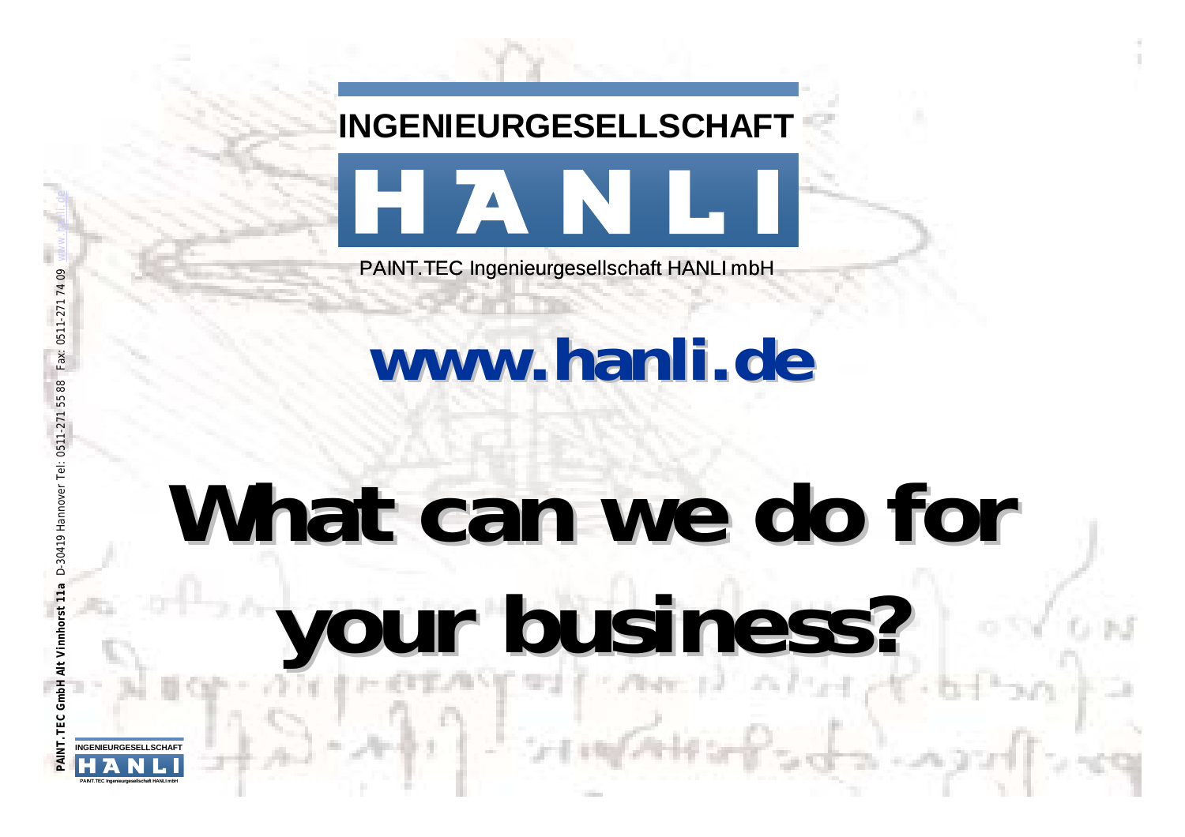INGENIEURGESELLSCHAFT

HANLI

PAINT.TEC Ingenieurgesellschaft HANLI mbH

**www.hanli.de**

# What can we do for your business?

PAINT.TEC GmbH Alt Vinnhorst 11a D-30419 Hannover Tel: 0511-271 55 88 Fax: 0511-271 74 09 www.hanli.de